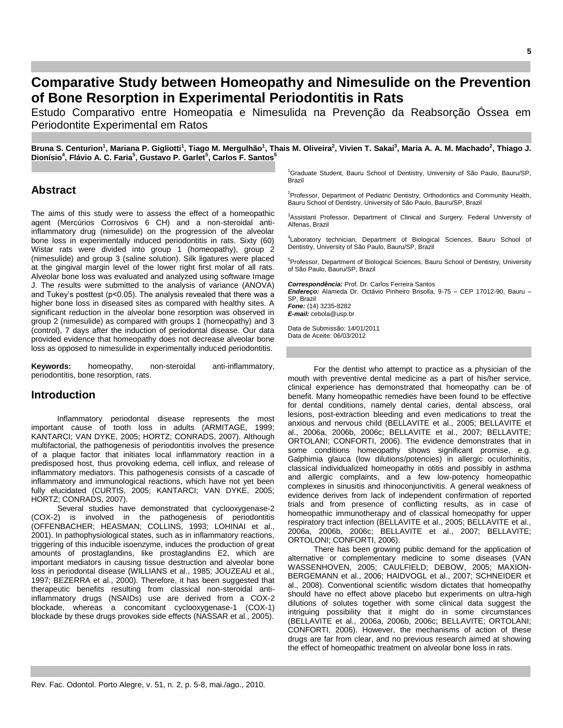# Comparative Study between Homeopathy and Nimesulide on the Prevention of Bone Resorption in Experimental Periodontitis in Rats

Estudo Comparativo entre Homeopatia e Nimesulida na Prevenção da Reabsorção Óssea em Periodontite Experimental em Ratos

**Bruna S. Centurion[1], Mariana P. Gigliotti[1], Tiago M. Mergulhão[1], Thais M. Oliveira[2], Vivien T. Sakai[3], Maria A. A. M. Machado[2], Thiago J. Dionísio[4], Flávio A. C. Faria[5], Gustavo P. Garlet[5], Carlos F. Santos[5]**

[1]Graduate Student, Bauru School of Dentistry, University of São Paulo, Bauru/SP, Brazil

[2]Professor, Department of Pediatric Dentistry, Orthodontics and Community Health, Bauru School of Dentistry, University of São Paulo, Bauru/SP, Brazil

[3]Assistant Professor, Department of Clinical and Surgery. Federal University of Alfenas, Brazil

[4]Laboratory technician, Department of Biological Sciences, Bauru School of Dentistry, University of São Paulo, Bauru/SP, Brazil

[5]Professor, Department of Biological Sciences, Bauru School of Dentistry, University of São Paulo, Bauru/SP, Brazil

***Correspondência:*** Prof. Dr. Carlos Ferreira Santos
***Endereço:*** Alameda Dr. Octávio Pinheiro Brisolla, 9-75 – CEP 17012-90, Bauru – SP, Brazil
***Fone:*** (14) 3235-8282
***E-mail:*** cebola@usp.br

Data de Submissão: 14/01/2011
Data de Aceite: 06/03/2012

## Abstract

The aims of this study were to assess the effect of a homeopathic agent (Mercúrios Corrosivos 6 CH) and a non-steroidal anti-inflammatory drug (nimesulide) on the progression of the alveolar bone loss in experimentally induced periodontitis in rats. Sixty (60) Wistar rats were divided into group 1 (homeopathy), group 2 (nimesulide) and group 3 (saline solution). Silk ligatures were placed at the gingival margin level of the lower right first molar of all rats. Alveolar bone loss was evaluated and analyzed using software Image J. The results were submitted to the analysis of variance (ANOVA) and Tukey's posttest ($p<0.05$). The analysis revealed that there was a higher bone loss in diseased sites as compared with healthy sites. A significant reduction in the alveolar bone resorption was observed in group 2 (nimesulide) as compared with groups 1 (homeopathy) and 3 (control), 7 days after the induction of periodontal disease. Our data provided evidence that homeopathy does not decrease alveolar bone loss as opposed to nimesulide in experimentally induced periodontitis.

**Keywords:** homeopathy, non-steroidal anti-inflammatory, periodontitis, bone resorption, rats.

## Introduction

Inflammatory periodontal disease represents the most important cause of tooth loss in adults (ARMITAGE, 1999; KANTARCI; VAN DYKE, 2005; HORTZ; CONRADS, 2007). Although multifactorial, the pathogenesis of periodontitis involves the presence of a plaque factor that initiates local inflammatory reaction in a predisposed host, thus provoking edema, cell influx, and release of inflammatory mediators. This pathogenesis consists of a cascade of inflammatory and immunological reactions, which have not yet been fully elucidated (CURTIS, 2005; KANTARCI; VAN DYKE, 2005; HORTZ; CONRADS, 2007).

Several studies have demonstrated that cyclooxygenase-2 (COX-2) is involved in the pathogenesis of periodontitis (OFFENBACHER; HEASMAN; COLLINS, 1993; LOHINAI et al., 2001). In pathophysiological states, such as in inflammatory reactions, triggering of this inducible isoenzyme, induces the production of great amounts of prostaglandins, like prostaglandins E2, which are important mediators in causing tissue destruction and alveolar bone loss in periodontal disease (WILLIANS et al., 1985; JOUZEAU et al., 1997; BEZERRA et al., 2000). Therefore, it has been suggested that therapeutic benefits resulting from classical non-steroidal anti-inflammatory drugs (NSAIDs) use are derived from a COX-2 blockade, whereas a concomitant cyclooxygenase-1 (COX-1) blockade by these drugs provokes side effects (NASSAR et al., 2005).

For the dentist who attempt to practice as a physician of the mouth with preventive dental medicine as a part of his/her service, clinical experience has demonstrated that homeopathy can be of benefit. Many homeopathic remedies have been found to be effective for dental conditions, namely dental caries, dental abscess, oral lesions, post-extraction bleeding and even medications to treat the anxious and nervous child (BELLAVITE et al., 2005; BELLAVITE et al., 2006a, 2006b, 2006c; BELLAVITE et al., 2007; BELLAVITE; ORTOLANI; CONFORTI, 2006). The evidence demonstrates that in some conditions homeopathy shows significant promise, e.g. Galphimia glauca (low dilutions/potencies) in allergic oculorhinitis, classical individualized homeopathy in otitis and possibly in asthma and allergic complaints, and a few low-potency homeopathic complexes in sinusitis and rhinoconjunctivitis. A general weakness of evidence derives from lack of independent confirmation of reported trials and from presence of conflicting results, as in case of homeopathic immunotherapy and of classical homeopathy for upper respiratory tract infection (BELLAVITE et al., 2005; BELLAVITE et al., 2006a, 2006b, 2006c; BELLAVITE et al., 2007; BELLAVITE; ORTOLONI; CONFORTI, 2006).

There has been growing public demand for the application of alternative or complementary medicine to some diseases (VAN WASSENHOVEN, 2005; CAULFIELD; DEBOW, 2005; MAXION-BERGEMANN et al., 2006; HAIDVOGL et al., 2007; SCHNEIDER et al., 2008). Conventional scientific wisdom dictates that homeopathy should have no effect above placebo but experiments on ultra-high dilutions of solutes together with some clinical data suggest the intriguing possibility that it might do in some circumstances (BELLAVITE et al., 2006a, 2006b, 2006c; BELLAVITE; ORTOLANI; CONFORTI, 2006). However, the mechanisms of action of these drugs are far from clear, and no previous research aimed at showing the effect of homeopathic treatment on alveolar bone loss in rats.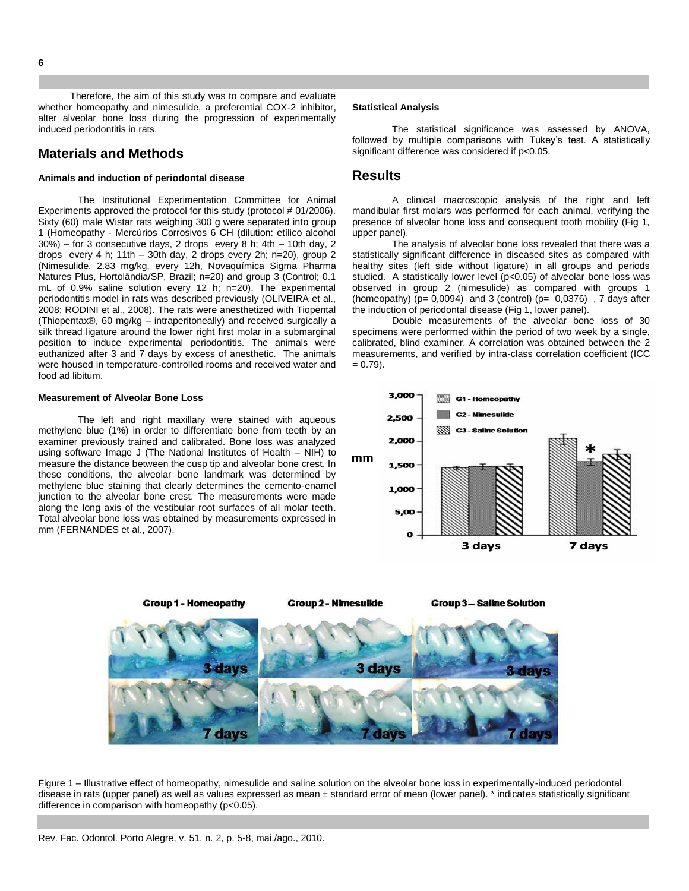Therefore, the aim of this study was to compare and evaluate whether homeopathy and nimesulide, a preferential COX-2 inhibitor, alter alveolar bone loss during the progression of experimentally induced periodontitis in rats.

## Materials and Methods

### Animals and induction of periodontal disease

The Institutional Experimentation Committee for Animal Experiments approved the protocol for this study (protocol # 01/2006). Sixty (60) male Wistar rats weighing 300 g were separated into group 1 (Homeopathy - Mercúrios Corrosivos 6 CH (dilution: etílico alcohol 30%) – for 3 consecutive days, 2 drops every 8 h; 4th – 10th day, 2 drops every 4 h; 11th – 30th day, 2 drops every 2h; n=20), group 2 (Nimesulide, 2.83 mg/kg, every 12h, Novaquímica Sigma Pharma Natures Plus, Hortolândia/SP, Brazil; n=20) and group 3 (Control; 0.1 mL of 0.9% saline solution every 12 h; n=20). The experimental periodontitis model in rats was described previously (OLIVEIRA et al., 2008; RODINI et al., 2008). The rats were anesthetized with Tiopental (Thiopentax®, 60 mg/kg – intraperitoneally) and received surgically a silk thread ligature around the lower right first molar in a submarginal position to induce experimental periodontitis. The animals were euthanized after 3 and 7 days by excess of anesthetic. The animals were housed in temperature-controlled rooms and received water and food ad libitum.

### Measurement of Alveolar Bone Loss

The left and right maxillary were stained with aqueous methylene blue (1%) in order to differentiate bone from teeth by an examiner previously trained and calibrated. Bone loss was analyzed using software Image J (The National Institutes of Health – NIH) to measure the distance between the cusp tip and alveolar bone crest. In these conditions, the alveolar bone landmark was determined by methylene blue staining that clearly determines the cemento-enamel junction to the alveolar bone crest. The measurements were made along the long axis of the vestibular root surfaces of all molar teeth. Total alveolar bone loss was obtained by measurements expressed in mm (FERNANDES et al., 2007).

### Statistical Analysis

The statistical significance was assessed by ANOVA, followed by multiple comparisons with Tukey's test. A statistically significant difference was considered if $p<0.05$.

## Results

A clinical macroscopic analysis of the right and left mandibular first molars was performed for each animal, verifying the presence of alveolar bone loss and consequent tooth mobility (Fig 1, upper panel).

The analysis of alveolar bone loss revealed that there was a statistically significant difference in diseased sites as compared with healthy sites (left side without ligature) in all groups and periods studied. A statistically lower level ($p<0.05$) of alveolar bone loss was observed in group 2 (nimesulide) as compared with groups 1 (homeopathy) ($p= 0,0094$) and 3 (control) ($p= 0,0376$) , 7 days after the induction of periodontal disease (Fig 1, lower panel).

Double measurements of the alveolar bone loss of 30 specimens were performed within the period of two week by a single, calibrated, blind examiner. A correlation was obtained between the 2 measurements, and verified by intra-class correlation coefficient (ICC = 0.79).

Figure 1 – Illustrative effect of homeopathy, nimesulide and saline solution on the alveolar bone loss in experimentally-induced periodontal disease in rats (upper panel) as well as values expressed as mean ± standard error of mean (lower panel). * indicates statistically significant difference in comparison with homeopathy ($p<0.05$).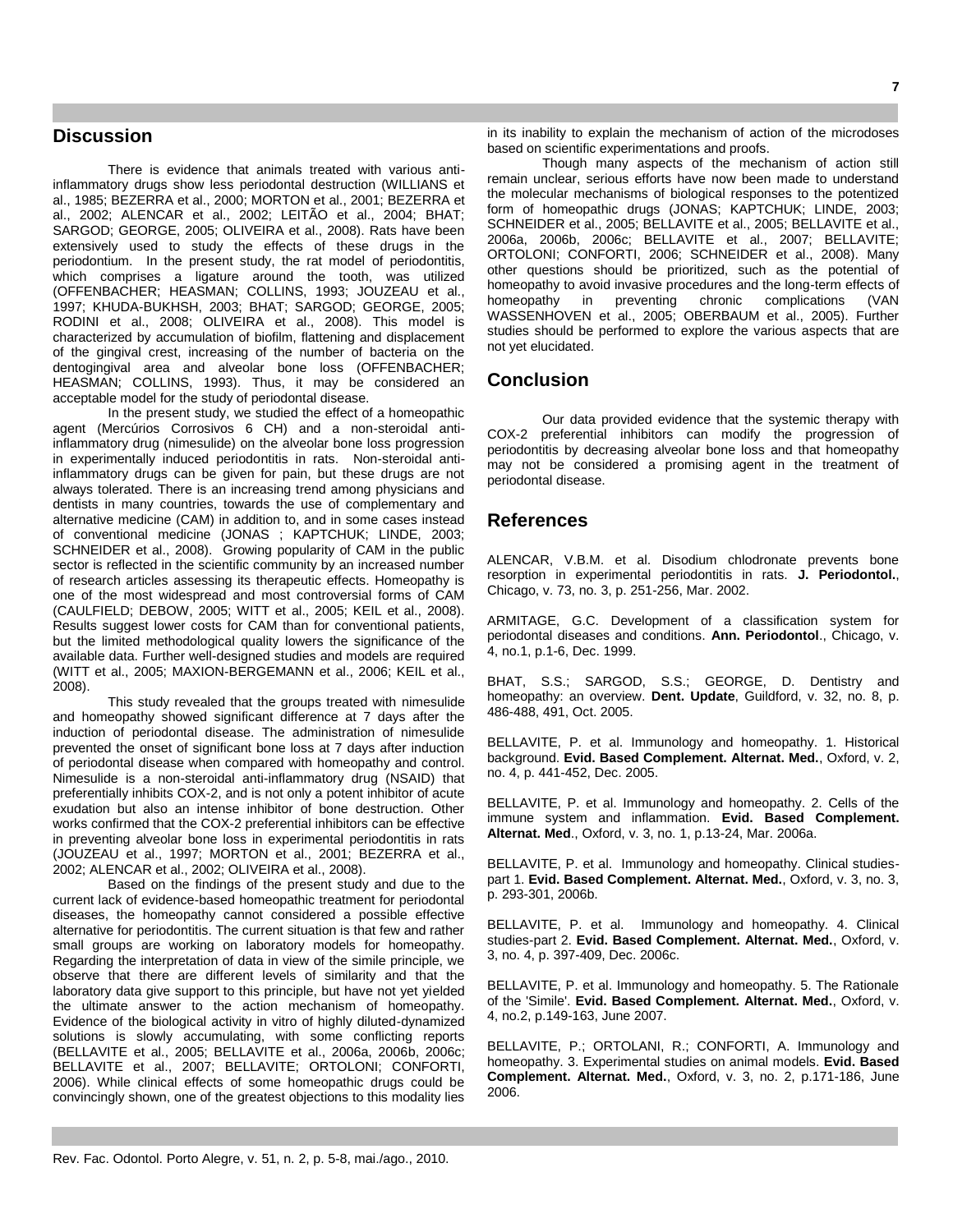## Discussion

There is evidence that animals treated with various anti-inflammatory drugs show less periodontal destruction (WILLIANS et al., 1985; BEZERRA et al., 2000; MORTON et al., 2001; BEZERRA et al., 2002; ALENCAR et al., 2002; LEITÃO et al., 2004; BHAT; SARGOD; GEORGE, 2005; OLIVEIRA et al., 2008). Rats have been extensively used to study the effects of these drugs in the periodontium. In the present study, the rat model of periodontitis, which comprises a ligature around the tooth, was utilized (OFFENBACHER; HEASMAN; COLLINS, 1993; JOUZEAU et al., 1997; KHUDA-BUKHSH, 2003; BHAT; SARGOD; GEORGE, 2005; RODINI et al., 2008; OLIVEIRA et al., 2008). This model is characterized by accumulation of biofilm, flattening and displacement of the gingival crest, increasing of the number of bacteria on the dentogingival area and alveolar bone loss (OFFENBACHER; HEASMAN; COLLINS, 1993). Thus, it may be considered an acceptable model for the study of periodontal disease.

In the present study, we studied the effect of a homeopathic agent (Mercúrios Corrosivos 6 CH) and a non-steroidal anti-inflammatory drug (nimesulide) on the alveolar bone loss progression in experimentally induced periodontitis in rats. Non-steroidal anti-inflammatory drugs can be given for pain, but these drugs are not always tolerated. There is an increasing trend among physicians and dentists in many countries, towards the use of complementary and alternative medicine (CAM) in addition to, and in some cases instead of conventional medicine (JONAS ; KAPTCHUK; LINDE, 2003; SCHNEIDER et al., 2008). Growing popularity of CAM in the public sector is reflected in the scientific community by an increased number of research articles assessing its therapeutic effects. Homeopathy is one of the most widespread and most controversial forms of CAM (CAULFIELD; DEBOW, 2005; WITT et al., 2005; KEIL et al., 2008). Results suggest lower costs for CAM than for conventional patients, but the limited methodological quality lowers the significance of the available data. Further well-designed studies and models are required (WITT et al., 2005; MAXION-BERGEMANN et al., 2006; KEIL et al., 2008).

This study revealed that the groups treated with nimesulide and homeopathy showed significant difference at 7 days after the induction of periodontal disease. The administration of nimesulide prevented the onset of significant bone loss at 7 days after induction of periodontal disease when compared with homeopathy and control. Nimesulide is a non-steroidal anti-inflammatory drug (NSAID) that preferentially inhibits COX-2, and is not only a potent inhibitor of acute exudation but also an intense inhibitor of bone destruction. Other works confirmed that the COX-2 preferential inhibitors can be effective in preventing alveolar bone loss in experimental periodontitis in rats (JOUZEAU et al., 1997; MORTON et al., 2001; BEZERRA et al., 2002; ALENCAR et al., 2002; OLIVEIRA et al., 2008).

Based on the findings of the present study and due to the current lack of evidence-based homeopathic treatment for periodontal diseases, the homeopathy cannot considered a possible effective alternative for periodontitis. The current situation is that few and rather small groups are working on laboratory models for homeopathy. Regarding the interpretation of data in view of the simile principle, we observe that there are different levels of similarity and that the laboratory data give support to this principle, but have not yet yielded the ultimate answer to the action mechanism of homeopathy. Evidence of the biological activity in vitro of highly diluted-dynamized solutions is slowly accumulating, with some conflicting reports (BELLAVITE et al., 2005; BELLAVITE et al., 2006a, 2006b, 2006c; BELLAVITE et al., 2007; BELLAVITE; ORTOLONI; CONFORTI, 2006). While clinical effects of some homeopathic drugs could be convincingly shown, one of the greatest objections to this modality lies in its inability to explain the mechanism of action of the microdoses based on scientific experimentations and proofs.

Though many aspects of the mechanism of action still remain unclear, serious efforts have now been made to understand the molecular mechanisms of biological responses to the potentized form of homeopathic drugs (JONAS; KAPTCHUK; LINDE, 2003; SCHNEIDER et al., 2005; BELLAVITE et al., 2005; BELLAVITE et al., 2006a, 2006b, 2006c; BELLAVITE et al., 2007; BELLAVITE; ORTOLONI; CONFORTI, 2006; SCHNEIDER et al., 2008). Many other questions should be prioritized, such as the potential of homeopathy to avoid invasive procedures and the long-term effects of homeopathy in preventing chronic complications (VAN WASSENHOVEN et al., 2005; OBERBAUM et al., 2005). Further studies should be performed to explore the various aspects that are not yet elucidated.

## Conclusion

Our data provided evidence that the systemic therapy with COX-2 preferential inhibitors can modify the progression of periodontitis by decreasing alveolar bone loss and that homeopathy may not be considered a promising agent in the treatment of periodontal disease.

## References

ALENCAR, V.B.M. et al. Disodium chlodronate prevents bone resorption in experimental periodontitis in rats. **J. Periodontol.**, Chicago, v. 73, no. 3, p. 251-256, Mar. 2002.

ARMITAGE, G.C. Development of a classification system for periodontal diseases and conditions. **Ann. Periodontol**., Chicago, v. 4, no.1, p.1-6, Dec. 1999.

BHAT, S.S.; SARGOD, S.S.; GEORGE, D. Dentistry and homeopathy: an overview. **Dent. Update**, Guildford, v. 32, no. 8, p. 486-488, 491, Oct. 2005.

BELLAVITE, P. et al. Immunology and homeopathy. 1. Historical background. **Evid. Based Complement. Alternat. Med.**, Oxford, v. 2, no. 4, p. 441-452, Dec. 2005.

BELLAVITE, P. et al. Immunology and homeopathy. 2. Cells of the immune system and inflammation. **Evid. Based Complement. Alternat. Med**., Oxford, v. 3, no. 1, p.13-24, Mar. 2006a.

BELLAVITE, P. et al. Immunology and homeopathy. Clinical studies-part 1. **Evid. Based Complement. Alternat. Med.**, Oxford, v. 3, no. 3, p. 293-301, 2006b.

BELLAVITE, P. et al. Immunology and homeopathy. 4. Clinical studies-part 2. **Evid. Based Complement. Alternat. Med.**, Oxford, v. 3, no. 4, p. 397-409, Dec. 2006c.

BELLAVITE, P. et al. Immunology and homeopathy. 5. The Rationale of the 'Simile'. **Evid. Based Complement. Alternat. Med.**, Oxford, v. 4, no.2, p.149-163, June 2007.

BELLAVITE, P.; ORTOLANI, R.; CONFORTI, A. Immunology and homeopathy. 3. Experimental studies on animal models. **Evid. Based Complement. Alternat. Med.**, Oxford, v. 3, no. 2, p.171-186, June 2006.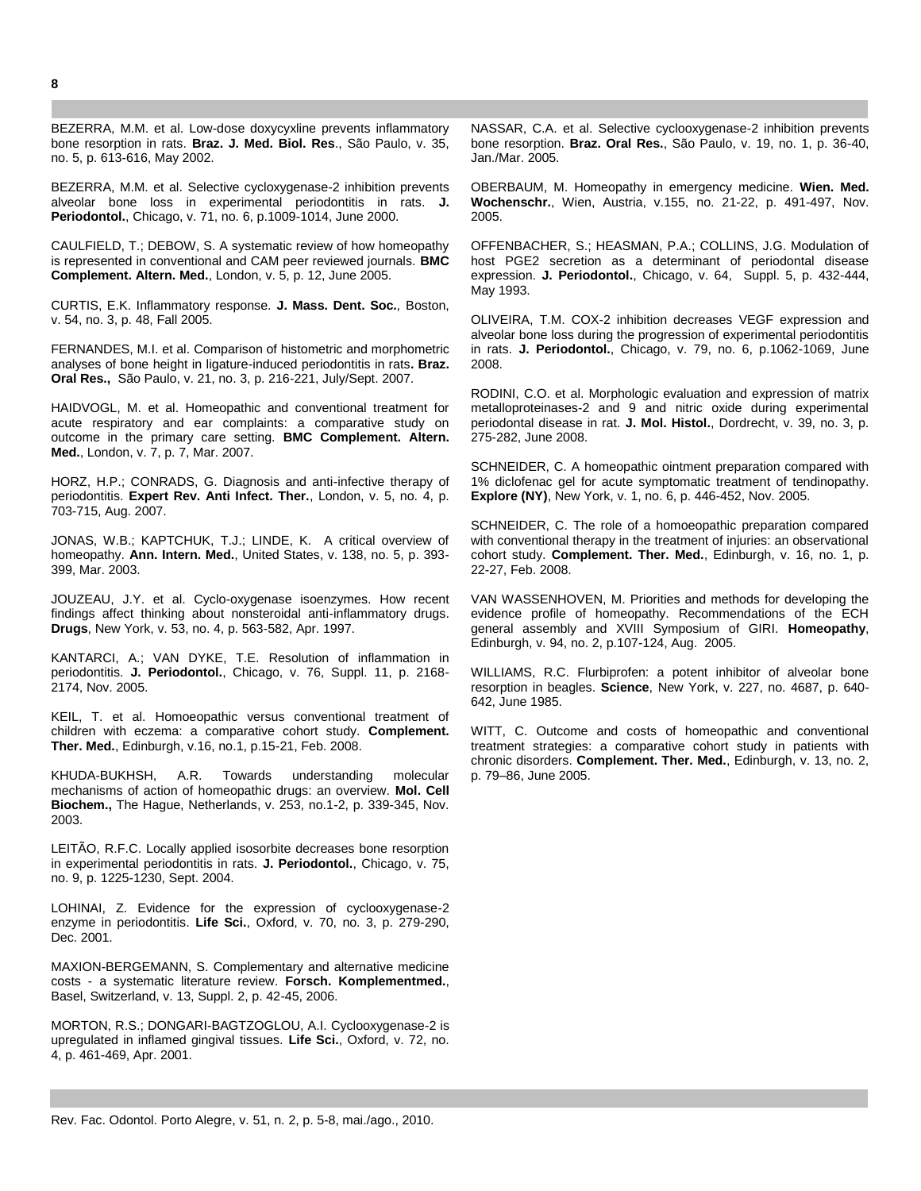BEZERRA, M.M. et al. Low-dose doxycyxline prevents inflammatory bone resorption in rats. **Braz. J. Med. Biol. Res**., São Paulo, v. 35, no. 5, p. 613-616, May 2002.

BEZERRA, M.M. et al. Selective cycloxygenase-2 inhibition prevents alveolar bone loss in experimental periodontitis in rats. **J. Periodontol.**, Chicago, v. 71, no. 6, p.1009-1014, June 2000.

CAULFIELD, T.; DEBOW, S. A systematic review of how homeopathy is represented in conventional and CAM peer reviewed journals. **BMC Complement. Altern. Med.**, London, v. 5, p. 12, June 2005.

CURTIS, E.K. Inflammatory response. **J. Mass. Dent. Soc.**, Boston, v. 54, no. 3, p. 48, Fall 2005.

FERNANDES, M.I. et al. Comparison of histometric and morphometric analyses of bone height in ligature-induced periodontitis in rats**. Braz. Oral Res.,** São Paulo, v. 21, no. 3, p. 216-221, July/Sept. 2007.

HAIDVOGL, M. et al. Homeopathic and conventional treatment for acute respiratory and ear complaints: a comparative study on outcome in the primary care setting. **BMC Complement. Altern. Med.**, London, v. 7, p. 7, Mar. 2007.

HORZ, H.P.; CONRADS, G. Diagnosis and anti-infective therapy of periodontitis. **Expert Rev. Anti Infect. Ther.**, London, v. 5, no. 4, p. 703-715, Aug. 2007.

JONAS, W.B.; KAPTCHUK, T.J.; LINDE, K. A critical overview of homeopathy. **Ann. Intern. Med.**, United States, v. 138, no. 5, p. 393-399, Mar. 2003.

JOUZEAU, J.Y. et al. Cyclo-oxygenase isoenzymes. How recent findings affect thinking about nonsteroidal anti-inflammatory drugs. **Drugs**, New York, v. 53, no. 4, p. 563-582, Apr. 1997.

KANTARCI, A.; VAN DYKE, T.E. Resolution of inflammation in periodontitis. **J. Periodontol.**, Chicago, v. 76, Suppl. 11, p. 2168-2174, Nov. 2005.

KEIL, T. et al. Homoeopathic versus conventional treatment of children with eczema: a comparative cohort study. **Complement. Ther. Med.**, Edinburgh, v.16, no.1, p.15-21, Feb. 2008.

KHUDA-BUKHSH, A.R. Towards understanding molecular mechanisms of action of homeopathic drugs: an overview. **Mol. Cell Biochem.,** The Hague, Netherlands, v. 253, no.1-2, p. 339-345, Nov. 2003.

LEITÃO, R.F.C. Locally applied isosorbite decreases bone resorption in experimental periodontitis in rats. **J. Periodontol.**, Chicago, v. 75, no. 9, p. 1225-1230, Sept. 2004.

LOHINAI, Z. Evidence for the expression of cyclooxygenase-2 enzyme in periodontitis. **Life Sci.**, Oxford, v. 70, no. 3, p. 279-290, Dec. 2001.

MAXION-BERGEMANN, S. Complementary and alternative medicine costs - a systematic literature review. **Forsch. Komplementmed.**, Basel, Switzerland, v. 13, Suppl. 2, p. 42-45, 2006.

MORTON, R.S.; DONGARI-BAGTZOGLOU, A.I. Cyclooxygenase-2 is upregulated in inflamed gingival tissues. **Life Sci.**, Oxford, v. 72, no. 4, p. 461-469, Apr. 2001.

NASSAR, C.A. et al. Selective cyclooxygenase-2 inhibition prevents bone resorption. **Braz. Oral Res.**, São Paulo, v. 19, no. 1, p. 36-40, Jan./Mar. 2005.

OBERBAUM, M. Homeopathy in emergency medicine. **Wien. Med. Wochenschr.**, Wien, Austria, v.155, no. 21-22, p. 491-497, Nov. 2005.

OFFENBACHER, S.; HEASMAN, P.A.; COLLINS, J.G. Modulation of host PGE2 secretion as a determinant of periodontal disease expression. **J. Periodontol.**, Chicago, v. 64, Suppl. 5, p. 432-444, May 1993.

OLIVEIRA, T.M. COX-2 inhibition decreases VEGF expression and alveolar bone loss during the progression of experimental periodontitis in rats. **J. Periodontol.**, Chicago, v. 79, no. 6, p.1062-1069, June 2008.

RODINI, C.O. et al. Morphologic evaluation and expression of matrix metalloproteinases-2 and 9 and nitric oxide during experimental periodontal disease in rat. **J. Mol. Histol.**, Dordrecht, v. 39, no. 3, p. 275-282, June 2008.

SCHNEIDER, C. A homeopathic ointment preparation compared with 1% diclofenac gel for acute symptomatic treatment of tendinopathy. **Explore (NY)**, New York, v. 1, no. 6, p. 446-452, Nov. 2005.

SCHNEIDER, C. The role of a homoeopathic preparation compared with conventional therapy in the treatment of injuries: an observational cohort study. **Complement. Ther. Med.**, Edinburgh, v. 16, no. 1, p. 22-27, Feb. 2008.

VAN WASSENHOVEN, M. Priorities and methods for developing the evidence profile of homeopathy. Recommendations of the ECH general assembly and XVIII Symposium of GIRI. **Homeopathy**, Edinburgh, v. 94, no. 2, p.107-124, Aug. 2005.

WILLIAMS, R.C. Flurbiprofen: a potent inhibitor of alveolar bone resorption in beagles. **Science**, New York, v. 227, no. 4687, p. 640-642, June 1985.

WITT, C. Outcome and costs of homeopathic and conventional treatment strategies: a comparative cohort study in patients with chronic disorders. **Complement. Ther. Med.**, Edinburgh, v. 13, no. 2, p. 79–86, June 2005.